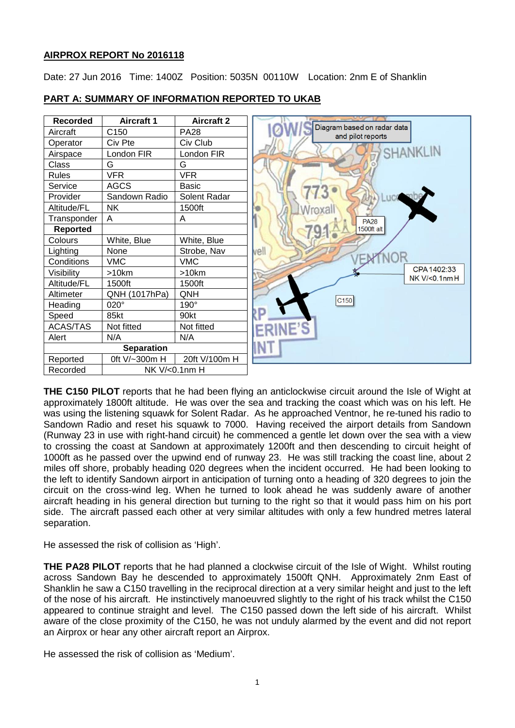**AIRPROX REPORT No 2016118**

Date: 27 Jun 2016 Time: 1400Z Position: 5035N 00110W Location: 2nm E of Shanklin

**PART A: SUMMARY OF INFORMATION REPORTED TO UKAB**

| Recorded | Aircraft 1 | Aircraft 2 |
|---|---|---|
| Aircraft | C150 | PA28 |
| Operator | Civ Pte | Civ Club |
| Airspace | London FIR | London FIR |
| Class | G | G |
| Rules | VFR | VFR |
| Service | AGCS | Basic |
| Provider | Sandown Radio | Solent Radar |
| Altitude/FL | NK | 1500ft |
| Transponder | A | A |
| **Reported** | | |
| Colours | White, Blue | White, Blue |
| Lighting | None | Strobe, Nav |
| Conditions | VMC | VMC |
| Visibility | >10km | >10km |
| Altitude/FL | 1500ft | 1500ft |
| Altimeter | QNH (1017hPa) | QNH |
| Heading | 020° | 190° |
| Speed | 85kt | 90kt |
| ACAS/TAS | Not fitted | Not fitted |
| Alert | N/A | N/A |
| **Separation** | | |
| Reported | 0ft V/~300m H | 20ft V/100m H |
| Recorded | NK V/<0.1nm H | |

Diagram based on radar data and pilot reports

**THE C150 PILOT** reports that he had been flying an anticlockwise circuit around the Isle of Wight at approximately 1800ft altitude. He was over the sea and tracking the coast which was on his left. He was using the listening squawk for Solent Radar. As he approached Ventnor, he re-tuned his radio to Sandown Radio and reset his squawk to 7000. Having received the airport details from Sandown (Runway 23 in use with right-hand circuit) he commenced a gentle let down over the sea with a view to crossing the coast at Sandown at approximately 1200ft and then descending to circuit height of 1000ft as he passed over the upwind end of runway 23. He was still tracking the coast line, about 2 miles off shore, probably heading 020 degrees when the incident occurred. He had been looking to the left to identify Sandown airport in anticipation of turning onto a heading of 320 degrees to join the circuit on the cross-wind leg. When he turned to look ahead he was suddenly aware of another aircraft heading in his general direction but turning to the right so that it would pass him on his port side. The aircraft passed each other at very similar altitudes with only a few hundred metres lateral separation.

He assessed the risk of collision as 'High'.

**THE PA28 PILOT** reports that he had planned a clockwise circuit of the Isle of Wight. Whilst routing across Sandown Bay he descended to approximately 1500ft QNH. Approximately 2nm East of Shanklin he saw a C150 travelling in the reciprocal direction at a very similar height and just to the left of the nose of his aircraft. He instinctively manoeuvred slightly to the right of his track whilst the C150 appeared to continue straight and level. The C150 passed down the left side of his aircraft. Whilst aware of the close proximity of the C150, he was not unduly alarmed by the event and did not report an Airprox or hear any other aircraft report an Airprox.

He assessed the risk of collision as 'Medium'.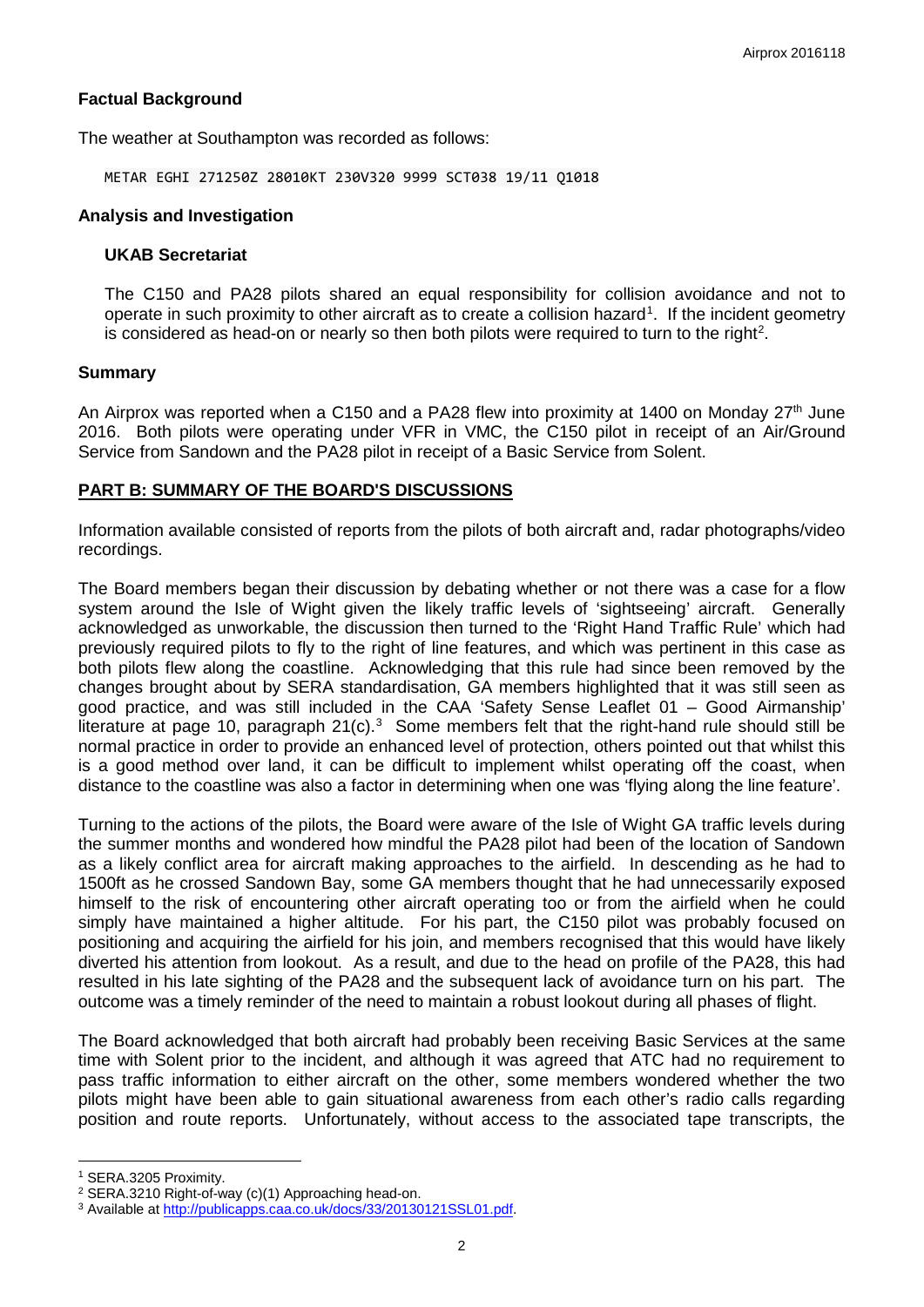## Factual Background

The weather at Southampton was recorded as follows:

```
METAR EGHI 271250Z 28010KT 230V320 9999 SCT038 19/11 Q1018
```

## Analysis and Investigation

### UKAB Secretariat

The C150 and PA28 pilots shared an equal responsibility for collision avoidance and not to operate in such proximity to other aircraft as to create a collision hazard[1]. If the incident geometry is considered as head-on or nearly so then both pilots were required to turn to the right[2].

## Summary

An Airprox was reported when a C150 and a PA28 flew into proximity at 1400 on Monday 27th June 2016. Both pilots were operating under VFR in VMC, the C150 pilot in receipt of an Air/Ground Service from Sandown and the PA28 pilot in receipt of a Basic Service from Solent.

## PART B: SUMMARY OF THE BOARD'S DISCUSSIONS

Information available consisted of reports from the pilots of both aircraft and, radar photographs/video recordings.

The Board members began their discussion by debating whether or not there was a case for a flow system around the Isle of Wight given the likely traffic levels of 'sightseeing' aircraft. Generally acknowledged as unworkable, the discussion then turned to the 'Right Hand Traffic Rule' which had previously required pilots to fly to the right of line features, and which was pertinent in this case as both pilots flew along the coastline. Acknowledging that this rule had since been removed by the changes brought about by SERA standardisation, GA members highlighted that it was still seen as good practice, and was still included in the CAA 'Safety Sense Leaflet 01 – Good Airmanship' literature at page 10, paragraph 21(c).[3] Some members felt that the right-hand rule should still be normal practice in order to provide an enhanced level of protection, others pointed out that whilst this is a good method over land, it can be difficult to implement whilst operating off the coast, when distance to the coastline was also a factor in determining when one was 'flying along the line feature'.

Turning to the actions of the pilots, the Board were aware of the Isle of Wight GA traffic levels during the summer months and wondered how mindful the PA28 pilot had been of the location of Sandown as a likely conflict area for aircraft making approaches to the airfield. In descending as he had to 1500ft as he crossed Sandown Bay, some GA members thought that he had unnecessarily exposed himself to the risk of encountering other aircraft operating too or from the airfield when he could simply have maintained a higher altitude. For his part, the C150 pilot was probably focused on positioning and acquiring the airfield for his join, and members recognised that this would have likely diverted his attention from lookout. As a result, and due to the head on profile of the PA28, this had resulted in his late sighting of the PA28 and the subsequent lack of avoidance turn on his part. The outcome was a timely reminder of the need to maintain a robust lookout during all phases of flight.

The Board acknowledged that both aircraft had probably been receiving Basic Services at the same time with Solent prior to the incident, and although it was agreed that ATC had no requirement to pass traffic information to either aircraft on the other, some members wondered whether the two pilots might have been able to gain situational awareness from each other's radio calls regarding position and route reports. Unfortunately, without access to the associated tape transcripts, the

---

[1] SERA.3205 Proximity.

[2] SERA.3210 Right-of-way (c)(1) Approaching head-on.

[3] Available at http://publicapps.caa.co.uk/docs/33/20130121SSL01.pdf.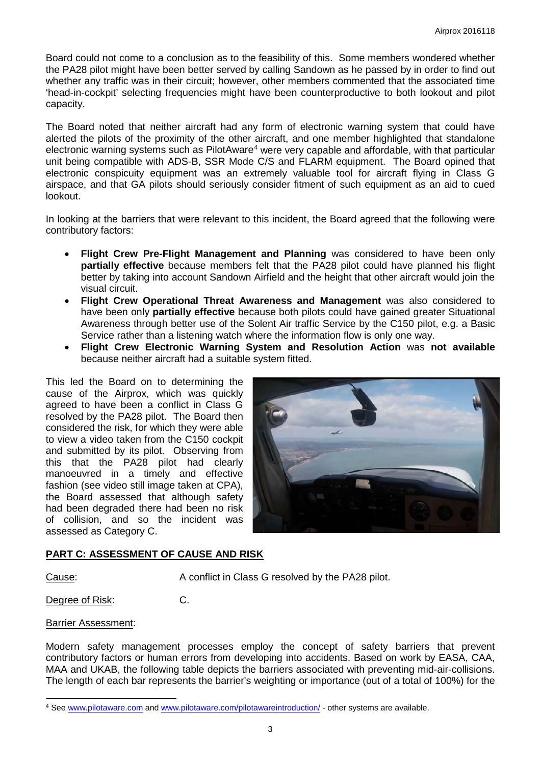Board could not come to a conclusion as to the feasibility of this. Some members wondered whether the PA28 pilot might have been better served by calling Sandown as he passed by in order to find out whether any traffic was in their circuit; however, other members commented that the associated time 'head-in-cockpit' selecting frequencies might have been counterproductive to both lookout and pilot capacity.

The Board noted that neither aircraft had any form of electronic warning system that could have alerted the pilots of the proximity of the other aircraft, and one member highlighted that standalone electronic warning systems such as PilotAware[4] were very capable and affordable, with that particular unit being compatible with ADS-B, SSR Mode C/S and FLARM equipment. The Board opined that electronic conspicuity equipment was an extremely valuable tool for aircraft flying in Class G airspace, and that GA pilots should seriously consider fitment of such equipment as an aid to cued lookout.

In looking at the barriers that were relevant to this incident, the Board agreed that the following were contributory factors:

- **Flight Crew Pre-Flight Management and Planning** was considered to have been only **partially effective** because members felt that the PA28 pilot could have planned his flight better by taking into account Sandown Airfield and the height that other aircraft would join the visual circuit.
- **Flight Crew Operational Threat Awareness and Management** was also considered to have been only **partially effective** because both pilots could have gained greater Situational Awareness through better use of the Solent Air traffic Service by the C150 pilot, e.g. a Basic Service rather than a listening watch where the information flow is only one way.
- **Flight Crew Electronic Warning System and Resolution Action** was **not available** because neither aircraft had a suitable system fitted.

This led the Board on to determining the cause of the Airprox, which was quickly agreed to have been a conflict in Class G resolved by the PA28 pilot. The Board then considered the risk, for which they were able to view a video taken from the C150 cockpit and submitted by its pilot. Observing from this that the PA28 pilot had clearly manoeuvred in a timely and effective fashion (see video still image taken at CPA), the Board assessed that although safety had been degraded there had been no risk of collision, and so the incident was assessed as Category C.

## PART C: ASSESSMENT OF CAUSE AND RISK

Cause: A conflict in Class G resolved by the PA28 pilot.

Degree of Risk: C.

Barrier Assessment:

Modern safety management processes employ the concept of safety barriers that prevent contributory factors or human errors from developing into accidents. Based on work by EASA, CAA, MAA and UKAB, the following table depicts the barriers associated with preventing mid-air-collisions. The length of each bar represents the barrier's weighting or importance (out of a total of 100%) for the

[4] See www.pilotaware.com and www.pilotaware.com/pilotawareintroduction/ - other systems are available.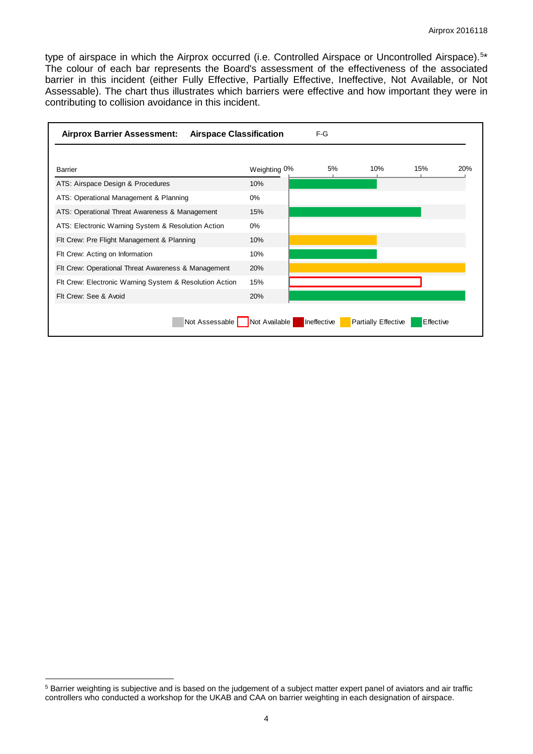type of airspace in which the Airprox occurred (i.e. Controlled Airspace or Uncontrolled Airspace).[5]* The colour of each bar represents the Board's assessment of the effectiveness of the associated barrier in this incident (either Fully Effective, Partially Effective, Ineffective, Not Available, or Not Assessable). The chart thus illustrates which barriers were effective and how important they were in contributing to collision avoidance in this incident.

**Airprox Barrier Assessment:** **Airspace Classification** F-G

Barrier

Weighting

0% 5% 10% 15% 20%

ATS: Airspace Design & Procedures 10%

ATS: Operational Management & Planning 0%

ATS: Operational Threat Awareness & Management 15%

ATS: Electronic Warning System & Resolution Action 0%

Flt Crew: Pre Flight Management & Planning 10%

Flt Crew: Acting on Information 10%

Flt Crew: Operational Threat Awareness & Management 20%

Flt Crew: Electronic Warning System & Resolution Action 15%

Flt Crew: See & Avoid 20%

Not Assessable Not Available Ineffective Partially Effective Effective

---

[5] Barrier weighting is subjective and is based on the judgement of a subject matter expert panel of aviators and air traffic controllers who conducted a workshop for the UKAB and CAA on barrier weighting in each designation of airspace.